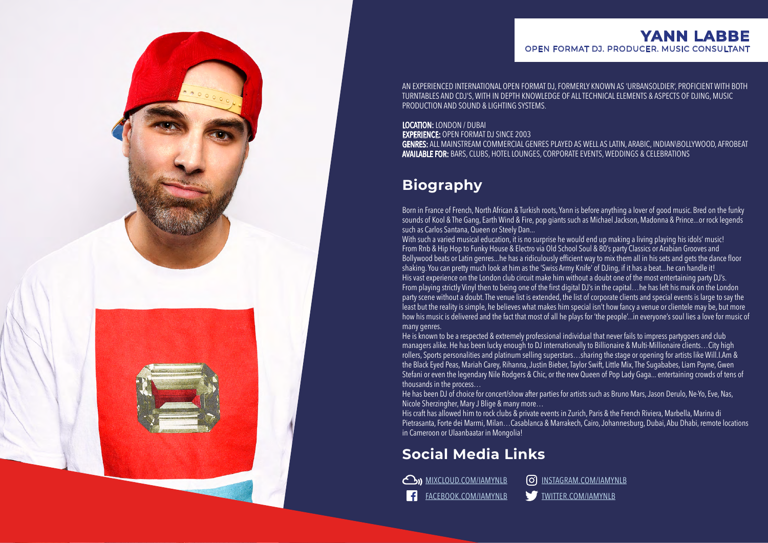# YANN LABBE

OPEN FORMAT DJ. PRODUCER. MUSIC CONSULTANT

AN EXPERIENCED INTERNATIONAL OPEN FORMAT DJ, FORMERLY KNOWN AS 'URBANSOLDIER', PROFICIENT WITH BOTH TURNTABLES AND CDJ'S, WITH IN DEPTH KNOWLEDGE OF ALL TECHNICAL ELEMENTS & ASPECTS OF DJING, MUSIC PRODUCTION AND SOUND & LIGHTING SYSTEMS.

**LOCATION:** LONDON / DUBAI
**EXPERIENCE:** OPEN FORMAT DJ SINCE 2003
**GENRES:** ALL MAINSTREAM COMMERCIAL GENRES PLAYED AS WELL AS LATIN, ARABIC, INDIAN\BOLLYWOOD, AFROBEAT
**AVAILABLE FOR:** BARS, CLUBS, HOTEL LOUNGES, CORPORATE EVENTS, WEDDINGS & CELEBRATIONS

## Biography

Born in France of French, North African & Turkish roots, Yann is before anything a lover of good music. Bred on the funky sounds of Kool & The Gang, Earth Wind & Fire, pop giants such as Michael Jackson, Madonna & Prince...or rock legends such as Carlos Santana, Queen or Steely Dan...

With such a varied musical education, it is no surprise he would end up making a living playing his idols' music! From Rnb & Hip Hop to Funky House & Electro via Old School Soul & 80's party Classics or Arabian Grooves and Bollywood beats or Latin genres...he has a ridiculously efficient way to mix them all in his sets and gets the dance floor shaking. You can pretty much look at him as the 'Swiss Army Knife' of DJing, if it has a beat...he can handle it!

His vast experience on the London club circuit make him without a doubt one of the most entertaining party DJ's. From playing strictly Vinyl then to being one of the first digital DJ's in the capital…he has left his mark on the London party scene without a doubt. The venue list is extended, the list of corporate clients and special events is large to say the least but the reality is simple, he believes what makes him special isn't how fancy a venue or clientele may be, but more how his music is delivered and the fact that most of all he plays for 'the people'...in everyone's soul lies a love for music of many genres.

He is known to be a respected & extremely professional individual that never fails to impress partygoers and club managers alike. He has been lucky enough to DJ internationally to Billionaire & Multi-Millionaire clients…City high rollers, Sports personalities and platinum selling superstars…sharing the stage or opening for artists like Will.I.Am & the Black Eyed Peas, Mariah Carey, Rihanna, Justin Bieber, Taylor Swift, Little Mix, The Sugababes, Liam Payne, Gwen Stefani or even the legendary Nile Rodgers & Chic, or the new Queen of Pop Lady Gaga... entertaining crowds of tens of thousands in the process…

He has been DJ of choice for concert/show after parties for artists such as Bruno Mars, Jason Derulo, Ne-Yo, Eve, Nas, Nicole Sherzingher, Mary J Blige & many more…

His craft has allowed him to rock clubs & private events in Zurich, Paris & the French Riviera, Marbella, Marina di Pietrasanta, Forte dei Marmi, Milan…Casablanca & Marrakech, Cairo, Johannesburg, Dubai, Abu Dhabi, remote locations in Cameroon or Ulaanbaatar in Mongolia!

## Social Media Links

MIXCLOUD.COM/IAMYNLB
INSTAGRAM.COM/IAMYNLB
FACEBOOK.COM/IAMYNLB
TWITTER.COM/IAMYNLB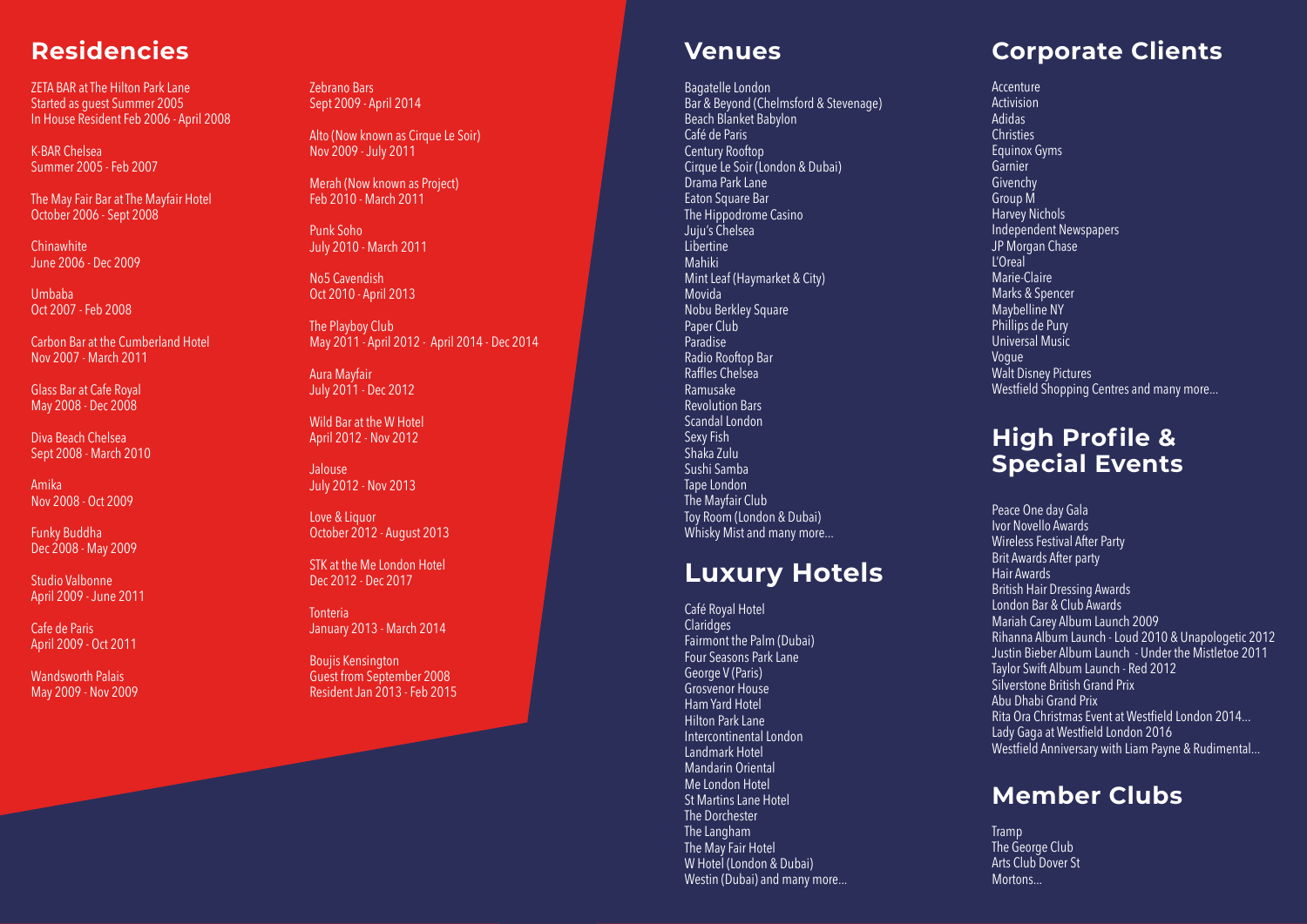## Residencies

ZETA BAR at The Hilton Park Lane
Started as guest Summer 2005
In House Resident Feb 2006 - April 2008

K-BAR Chelsea
Summer 2005 - Feb 2007

The May Fair Bar at The Mayfair Hotel
October 2006 - Sept 2008

Chinawhite
June 2006 - Dec 2009

Umbaba
Oct 2007 - Feb 2008

Carbon Bar at the Cumberland Hotel
Nov 2007 - March 2011

Glass Bar at Cafe Royal
May 2008 - Dec 2008

Diva Beach Chelsea
Sept 2008 - March 2010

Amika
Nov 2008 - Oct 2009

Funky Buddha
Dec 2008 - May 2009

Studio Valbonne
April 2009 - June 2011

Cafe de Paris
April 2009 - Oct 2011

Wandsworth Palais
May 2009 - Nov 2009

Zebrano Bars
Sept 2009 - April 2014

Alto (Now known as Cirque Le Soir)
Nov 2009 - July 2011

Merah (Now known as Project)
Feb 2010 - March 2011

Punk Soho
July 2010 - March 2011

No5 Cavendish
Oct 2010 - April 2013

The Playboy Club
May 2011 - April 2012 - April 2014 - Dec 2014

Aura Mayfair
July 2011 - Dec 2012

Wild Bar at the W Hotel
April 2012 - Nov 2012

Jalouse
July 2012 - Nov 2013

Love & Liquor
October 2012 - August 2013

STK at the Me London Hotel
Dec 2012 - Dec 2017

Tonteria
January 2013 - March 2014

Boujis Kensington
Guest from September 2008
Resident Jan 2013 - Feb 2015

## Venues

Bagatelle London
Bar & Beyond (Chelmsford & Stevenage)
Beach Blanket Babylon
Café de Paris
Century Rooftop
Cirque Le Soir (London & Dubai)
Drama Park Lane
Eaton Square Bar
The Hippodrome Casino
Juju's Chelsea
Libertine
Mahiki
Mint Leaf (Haymarket & City)
Movida
Nobu Berkley Square
Paper Club
Paradise
Radio Rooftop Bar
Raffles Chelsea
Ramusake
Revolution Bars
Scandal London
Sexy Fish
Shaka Zulu
Sushi Samba
Tape London
The Mayfair Club
Toy Room (London & Dubai)
Whisky Mist and many more...

## Luxury Hotels

Café Royal Hotel
Claridges
Fairmont the Palm (Dubai)
Four Seasons Park Lane
George V (Paris)
Grosvenor House
Ham Yard Hotel
Hilton Park Lane
Intercontinental London
Landmark Hotel
Mandarin Oriental
Me London Hotel
St Martins Lane Hotel
The Dorchester
The Langham
The May Fair Hotel
W Hotel (London & Dubai)
Westin (Dubai) and many more...

## Corporate Clients

Accenture
Activision
Adidas
Christies
Equinox Gyms
Garnier
Givenchy
Group M
Harvey Nichols
Independent Newspapers
JP Morgan Chase
L'Oreal
Marie-Claire
Marks & Spencer
Maybelline NY
Phillips de Pury
Universal Music
Vogue
Walt Disney Pictures
Westfield Shopping Centres and many more...

## High Profile & Special Events

Peace One day Gala
Ivor Novello Awards
Wireless Festival After Party
Brit Awards After party
Hair Awards
British Hair Dressing Awards
London Bar & Club Awards
Mariah Carey Album Launch 2009
Rihanna Album Launch - Loud 2010 & Unapologetic 2012
Justin Bieber Album Launch - Under the Mistletoe 2011
Taylor Swift Album Launch - Red 2012
Silverstone British Grand Prix
Abu Dhabi Grand Prix
Rita Ora Christmas Event at Westfield London 2014...
Lady Gaga at Westfield London 2016
Westfield Anniversary with Liam Payne & Rudimental...

## Member Clubs

Tramp
The George Club
Arts Club Dover St
Mortons...